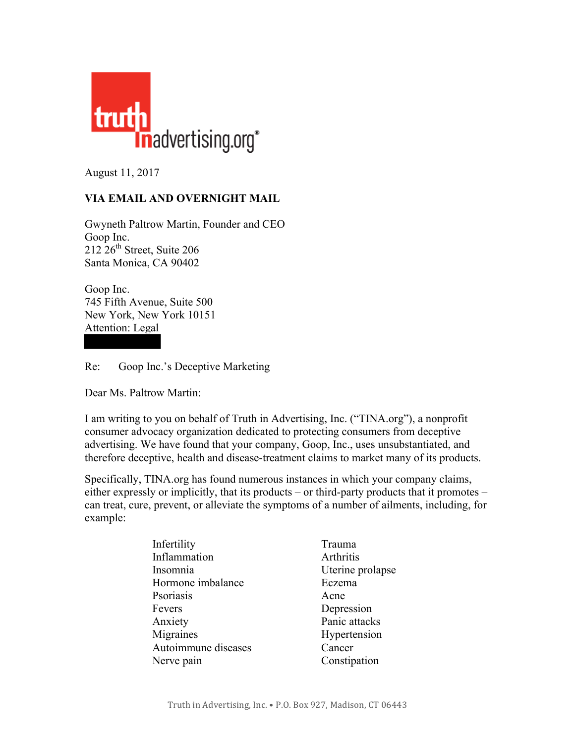truth in advertising.org®

August 11, 2017

**VIA EMAIL AND OVERNIGHT MAIL**

Gwyneth Paltrow Martin, Founder and CEO
Goop Inc.
212 26th Street, Suite 206
Santa Monica, CA 90402

Goop Inc.
745 Fifth Avenue, Suite 500
New York, New York 10151
Attention: Legal

Re: Goop Inc.'s Deceptive Marketing

Dear Ms. Paltrow Martin:

I am writing to you on behalf of Truth in Advertising, Inc. ("TINA.org"), a nonprofit consumer advocacy organization dedicated to protecting consumers from deceptive advertising. We have found that your company, Goop, Inc., uses unsubstantiated, and therefore deceptive, health and disease-treatment claims to market many of its products.

Specifically, TINA.org has found numerous instances in which your company claims, either expressly or implicitly, that its products – or third-party products that it promotes – can treat, cure, prevent, or alleviate the symptoms of a number of ailments, including, for example:

- Infertility
- Inflammation
- Insomnia
- Hormone imbalance
- Psoriasis
- Fevers
- Anxiety
- Migraines
- Autoimmune diseases
- Nerve pain
- Trauma
- Arthritis
- Uterine prolapse
- Eczema
- Acne
- Depression
- Panic attacks
- Hypertension
- Cancer
- Constipation

Truth in Advertising, Inc. • P.O. Box 927, Madison, CT 06443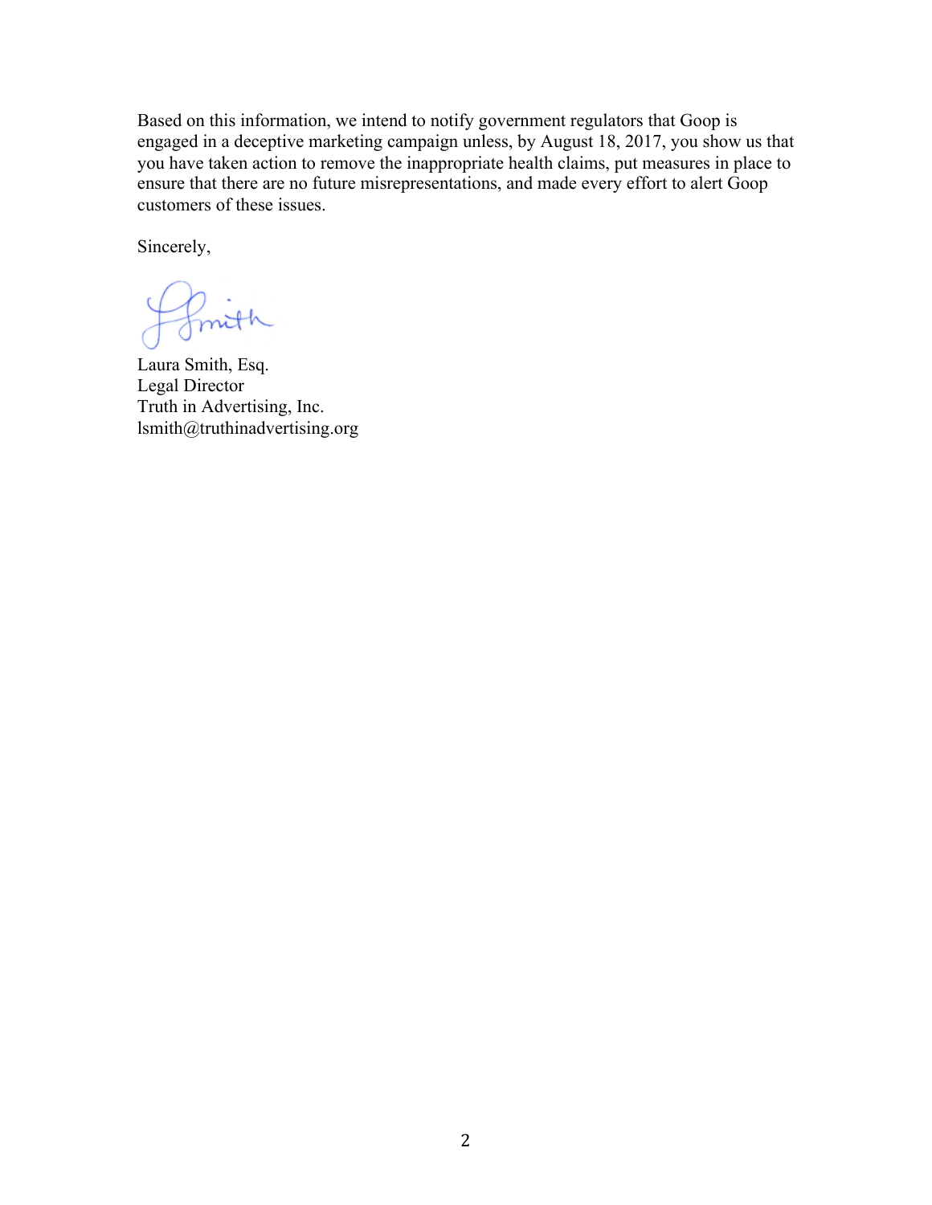Based on this information, we intend to notify government regulators that Goop is engaged in a deceptive marketing campaign unless, by August 18, 2017, you show us that you have taken action to remove the inappropriate health claims, put measures in place to ensure that there are no future misrepresentations, and made every effort to alert Goop customers of these issues.

Sincerely,

Laura Smith, Esq.  
Legal Director  
Truth in Advertising, Inc.  
lsmith@truthinadvertising.org